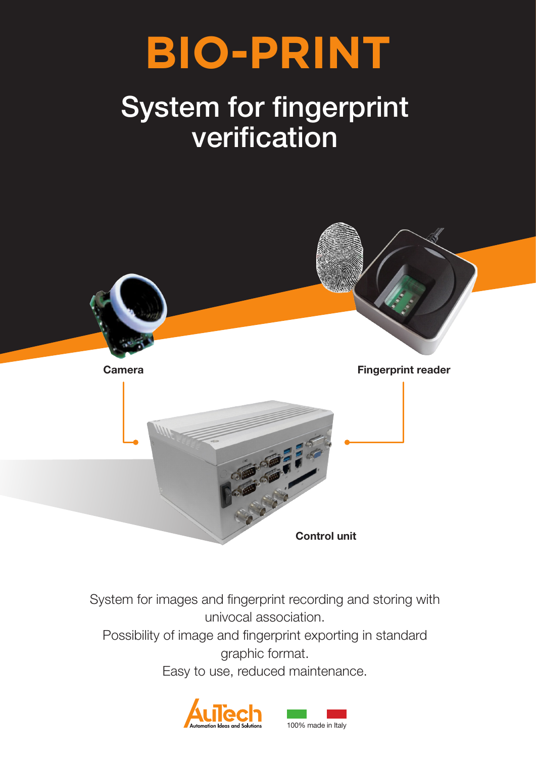# BIO-PRINT

## System for fingerprint verification

Camera

Fingerprint reader

Control unit

System for images and fingerprint recording and storing with univocal association.

Possibility of image and fingerprint exporting in standard graphic format.

Easy to use, reduced maintenance.

AuTech
Automation Ideas and Solutions

100% made in Italy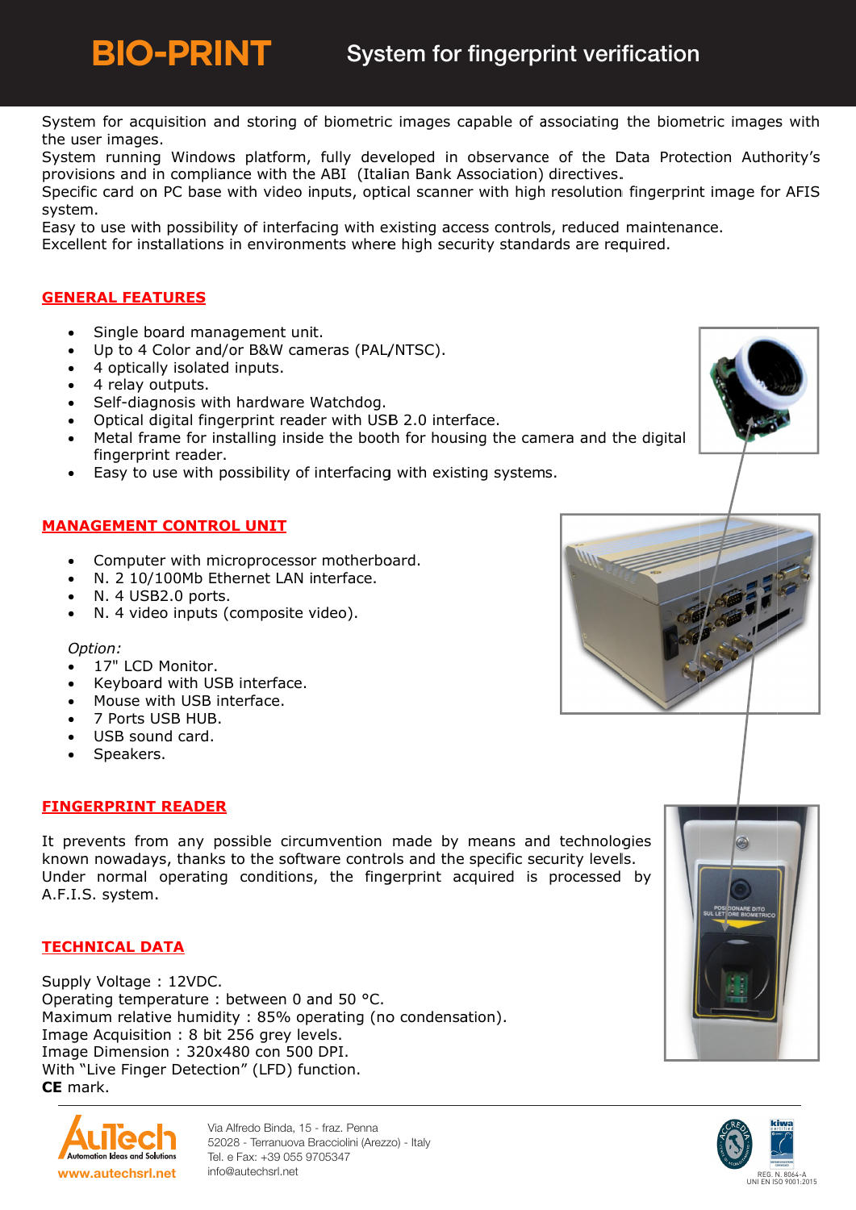# BIO-PRINT

## System for fingerprint verification

System for acquisition and storing of biometric images capable of associating the biometric images with the user images.
System running Windows platform, fully developed in observance of the Data Protection Authority's provisions and in compliance with the ABI (Italian Bank Association) directives.
Specific card on PC base with video inputs, optical scanner with high resolution fingerprint image for AFIS system.
Easy to use with possibility of interfacing with existing access controls, reduced maintenance.
Excellent for installations in environments where high security standards are required.

### GENERAL FEATURES

- Single board management unit.
- Up to 4 Color and/or B&W cameras (PAL/NTSC).
- 4 optically isolated inputs.
- 4 relay outputs.
- Self-diagnosis with hardware Watchdog.
- Optical digital fingerprint reader with USB 2.0 interface.
- Metal frame for installing inside the booth for housing the camera and the digital fingerprint reader.
- Easy to use with possibility of interfacing with existing systems.

### MANAGEMENT CONTROL UNIT

- Computer with microprocessor motherboard.
- N. 2 10/100Mb Ethernet LAN interface.
- N. 4 USB2.0 ports.
- N. 4 video inputs (composite video).

*Option:*

- 17" LCD Monitor.
- Keyboard with USB interface.
- Mouse with USB interface.
- 7 Ports USB HUB.
- USB sound card.
- Speakers.

### FINGERPRINT READER

It prevents from any possible circumvention made by means and technologies known nowadays, thanks to the software controls and the specific security levels.
Under normal operating conditions, the fingerprint acquired is processed by A.F.I.S. system.

POSIZIONARE DITO SUL LETTORE BIOMETRICO

### TECHNICAL DATA

Supply Voltage : 12VDC.
Operating temperature : between 0 and 50 °C.
Maximum relative humidity : 85% operating (no condensation).
Image Acquisition : 8 bit 256 grey levels.
Image Dimension : 320x480 con 500 DPI.
With "Live Finger Detection" (LFD) function.
**CE** mark.

AuTech Automation Ideas and Solutions
www.autechsrl.net

Via Alfredo Binda, 15 - fraz. Penna
52028 - Terranuova Bracciolini (Arezzo) - Italy
Tel. e Fax: +39 055 9705347
info@autechsrl.net

REG. N. 8064-A
UNI EN ISO 9001:2015